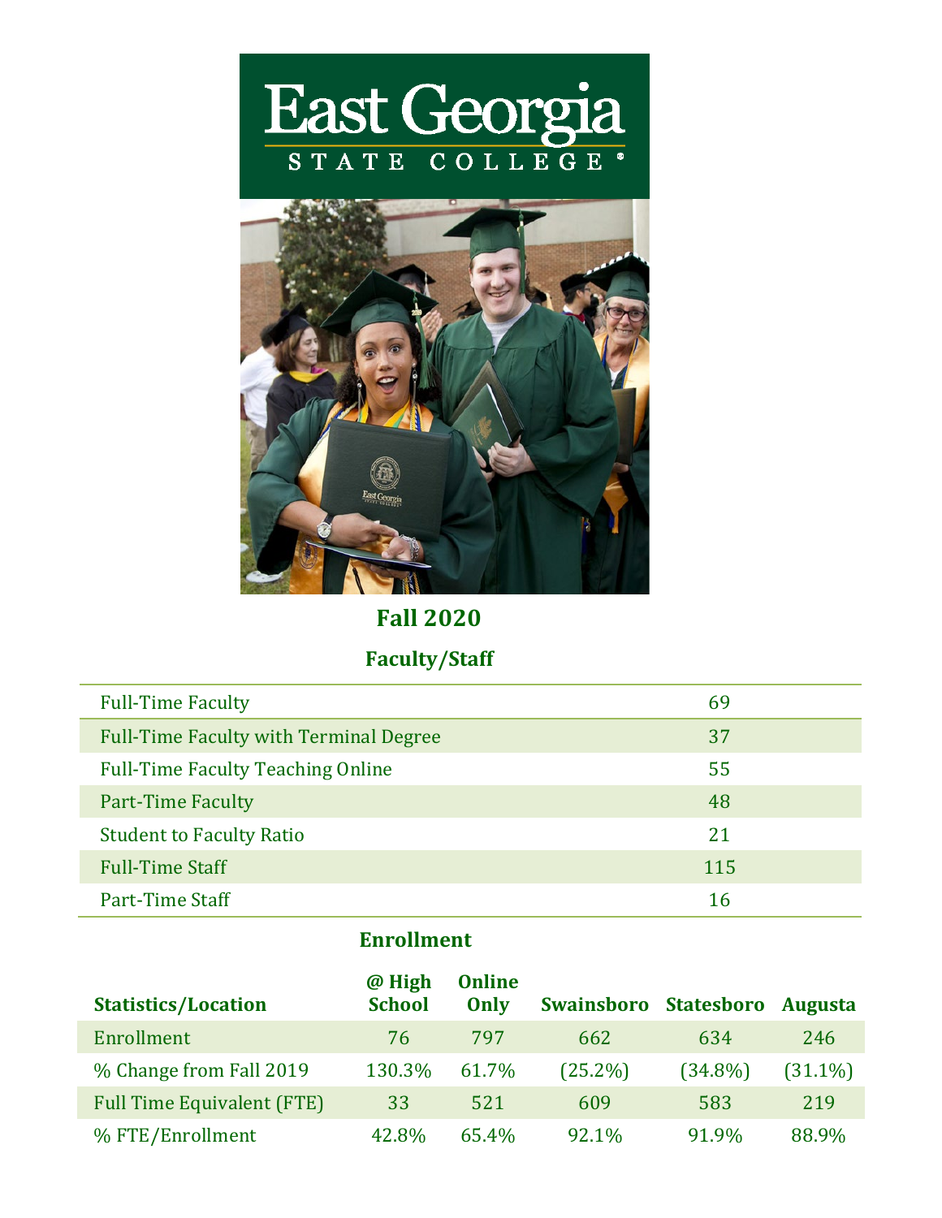# East Georgia State College

## Fall 2020

### Faculty/Staff

| | |
|---|---|
| Full-Time Faculty | 69 |
| Full-Time Faculty with Terminal Degree | 37 |
| Full-Time Faculty Teaching Online | 55 |
| Part-Time Faculty | 48 |
| Student to Faculty Ratio | 21 |
| Full-Time Staff | 115 |
| Part-Time Staff | 16 |

### Enrollment

| Statistics/Location | @ High School | Online Only | Swainsboro | Statesboro | Augusta |
|---|---|---|---|---|---|
| Enrollment | 76 | 797 | 662 | 634 | 246 |
| % Change from Fall 2019 | 130.3% | 61.7% | (25.2%) | (34.8%) | (31.1%) |
| Full Time Equivalent (FTE) | 33 | 521 | 609 | 583 | 219 |
| % FTE/Enrollment | 42.8% | 65.4% | 92.1% | 91.9% | 88.9% |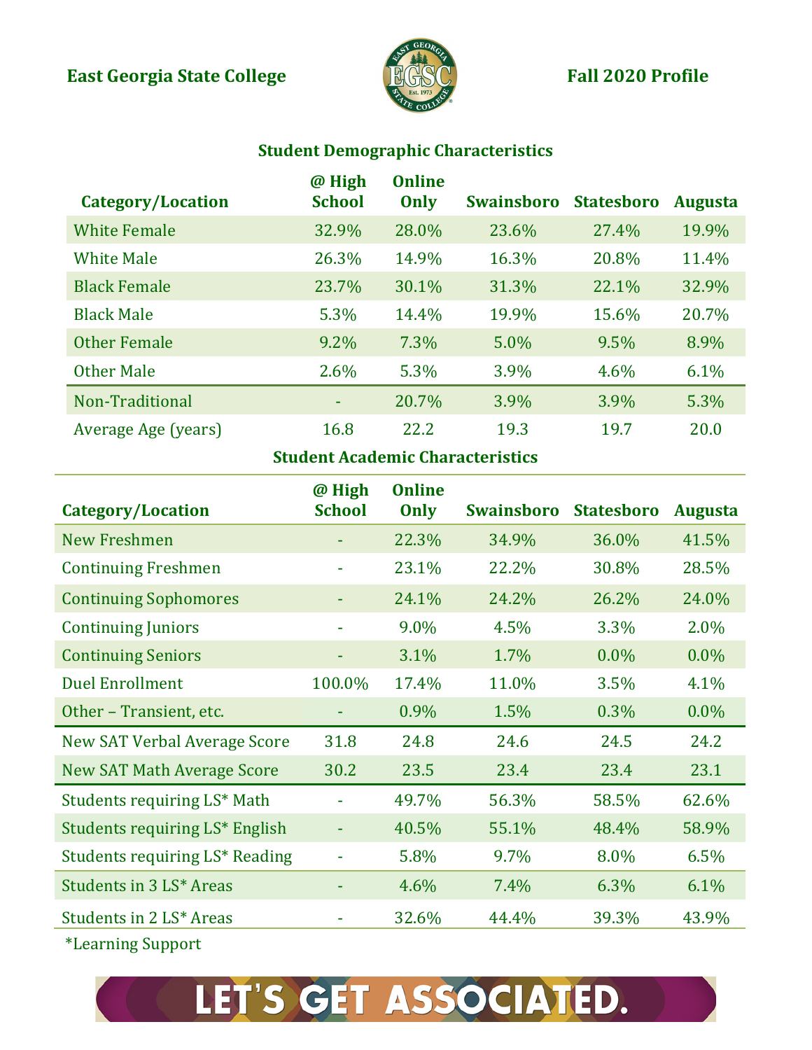**East Georgia State College** **Fall 2020 Profile**

### Student Demographic Characteristics

| Category/Location | @ High School | Online Only | Swainsboro | Statesboro | Augusta |
|---|---|---|---|---|---|
| White Female | 32.9% | 28.0% | 23.6% | 27.4% | 19.9% |
| White Male | 26.3% | 14.9% | 16.3% | 20.8% | 11.4% |
| Black Female | 23.7% | 30.1% | 31.3% | 22.1% | 32.9% |
| Black Male | 5.3% | 14.4% | 19.9% | 15.6% | 20.7% |
| Other Female | 9.2% | 7.3% | 5.0% | 9.5% | 8.9% |
| Other Male | 2.6% | 5.3% | 3.9% | 4.6% | 6.1% |
| Non-Traditional | - | 20.7% | 3.9% | 3.9% | 5.3% |
| Average Age (years) | 16.8 | 22.2 | 19.3 | 19.7 | 20.0 |

### Student Academic Characteristics

| Category/Location | @ High School | Online Only | Swainsboro | Statesboro | Augusta |
|---|---|---|---|---|---|
| New Freshmen | - | 22.3% | 34.9% | 36.0% | 41.5% |
| Continuing Freshmen | - | 23.1% | 22.2% | 30.8% | 28.5% |
| Continuing Sophomores | - | 24.1% | 24.2% | 26.2% | 24.0% |
| Continuing Juniors | - | 9.0% | 4.5% | 3.3% | 2.0% |
| Continuing Seniors | - | 3.1% | 1.7% | 0.0% | 0.0% |
| Duel Enrollment | 100.0% | 17.4% | 11.0% | 3.5% | 4.1% |
| Other – Transient, etc. | - | 0.9% | 1.5% | 0.3% | 0.0% |
| New SAT Verbal Average Score | 31.8 | 24.8 | 24.6 | 24.5 | 24.2 |
| New SAT Math Average Score | 30.2 | 23.5 | 23.4 | 23.4 | 23.1 |
| Students requiring LS* Math | - | 49.7% | 56.3% | 58.5% | 62.6% |
| Students requiring LS* English | - | 40.5% | 55.1% | 48.4% | 58.9% |
| Students requiring LS* Reading | - | 5.8% | 9.7% | 8.0% | 6.5% |
| Students in 3 LS* Areas | - | 4.6% | 7.4% | 6.3% | 6.1% |
| Students in 2 LS* Areas | - | 32.6% | 44.4% | 39.3% | 43.9% |

*Learning Support

LET'S GET ASSOCIATED.